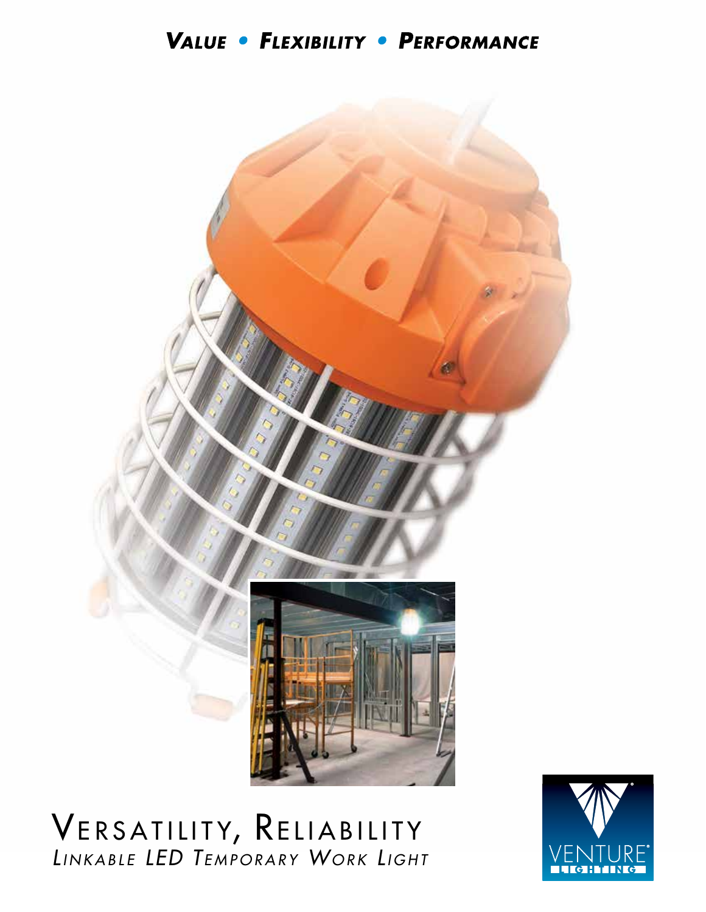***Value • Flexibility • Performance***

# Versatility, Reliability

*Linkable LED Temporary Work Light*

VENTURE® LIGHTING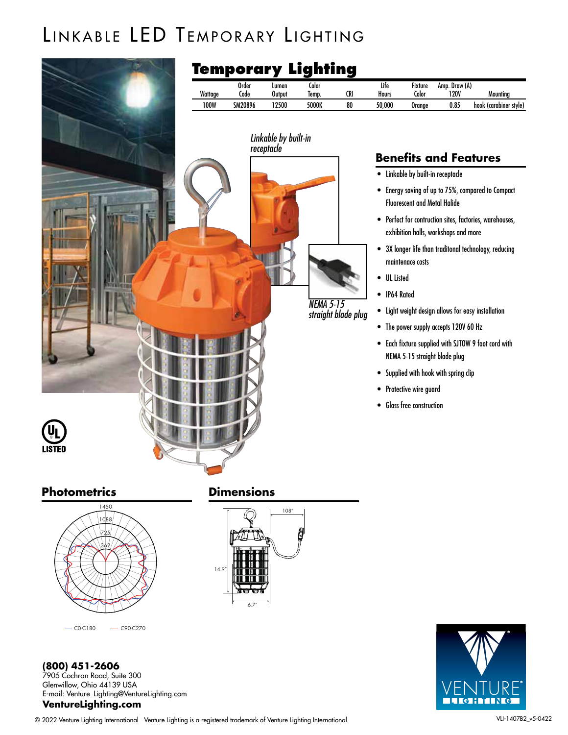# Linkable LED Temporary Lighting

## Temporary Lighting

| Wattage | Order Code | Lumen Output | Color Temp. | CRI | Life Hours | Fixture Color | Amp. Draw (A) 120V | Mounting |
|---|---|---|---|---|---|---|---|---|
| 100W | SM20896 | 12500 | 5000K | 80 | 50,000 | Orange | 0.85 | hook (carabiner style) |

*Linkable by built-in receptacle*

*NEMA 5-15 straight blade plug*

## Benefits and Features

- Linkable by built-in receptacle
- Energy saving of up to 75%, compared to Compact Fluorescent and Metal Halide
- Perfect for contruction sites, factories, warehouses, exhibition halls, workshops and more
- 3X longer life than traditonal technology, reducing maintenace costs
- UL Listed
- IP64 Rated
- Light weight design allows for easy installation
- The power supply accepts 120V 60 Hz
- Each fixture supplied with SJTOW 9 foot cord with NEMA 5-15 straight blade plug
- Supplied with hook with spring clip
- Protective wire guard
- Glass free construction

UL LISTED

## Photometrics

1450
1088
725
362

— C0-C180 — C90-C270

## Dimensions

108"
14.9"
6.7"

**(800) 451-2606**
7905 Cochran Road, Suite 300
Glenwillow, Ohio 44139 USA
E-mail: Venture_Lighting@VentureLighting.com
**VentureLighting.com**

VENTURE LIGHTING

© 2022 Venture Lighting International Venture Lighting is a registered trademark of Venture Lighting International.

VLI-1407B2_v5-0422